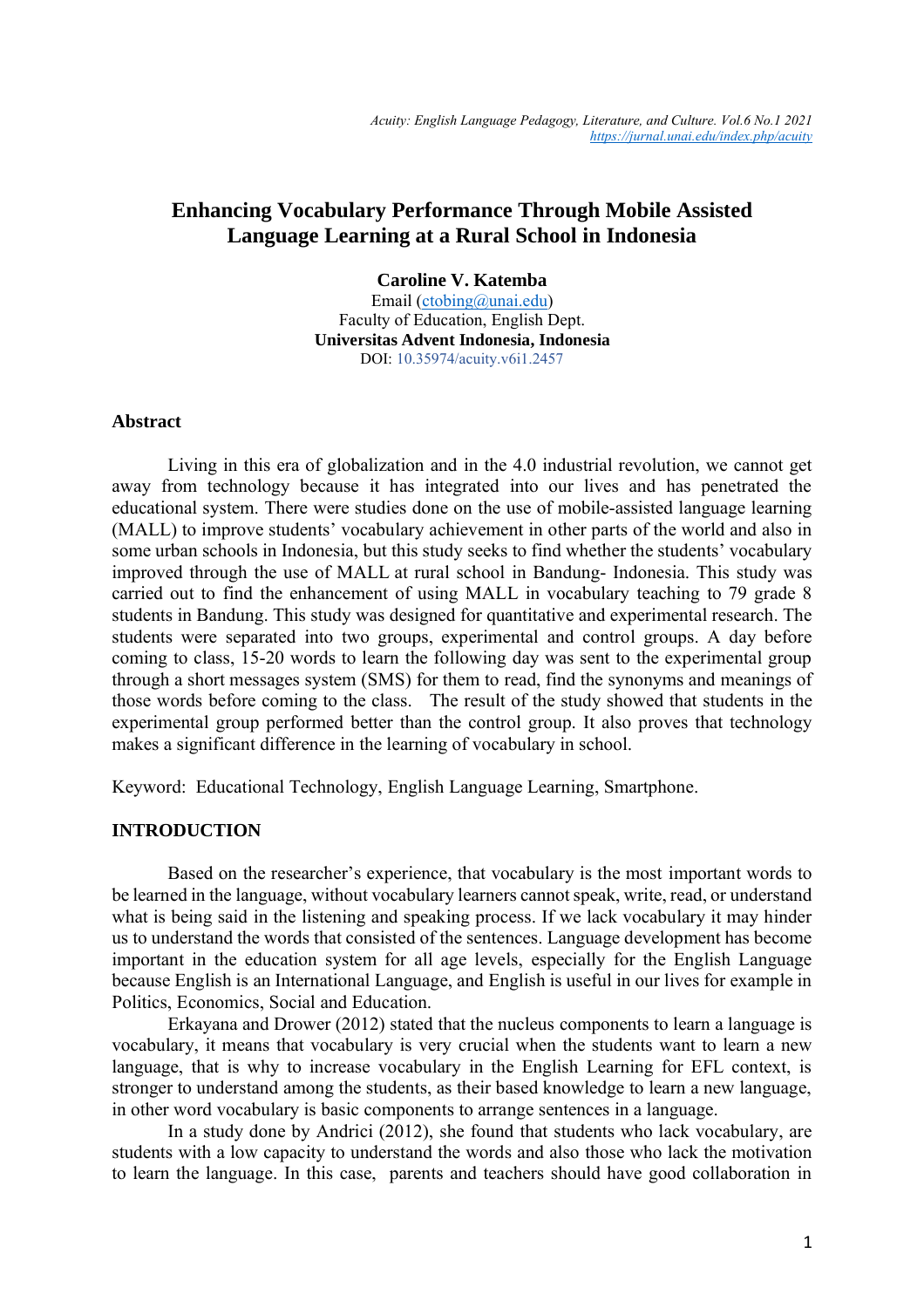# Enhancing Vocabulary Performance Through Mobile Assisted Language Learning at a Rural School in Indonesia

**Caroline V. Katemba**
Email (ctobing@unai.edu)
Faculty of Education, English Dept.
**Universitas Advent Indonesia, Indonesia**
DOI: 10.35974/acuity.v6i1.2457

## Abstract

Living in this era of globalization and in the 4.0 industrial revolution, we cannot get away from technology because it has integrated into our lives and has penetrated the educational system. There were studies done on the use of mobile-assisted language learning (MALL) to improve students' vocabulary achievement in other parts of the world and also in some urban schools in Indonesia, but this study seeks to find whether the students' vocabulary improved through the use of MALL at rural school in Bandung- Indonesia. This study was carried out to find the enhancement of using MALL in vocabulary teaching to 79 grade 8 students in Bandung. This study was designed for quantitative and experimental research. The students were separated into two groups, experimental and control groups. A day before coming to class, 15-20 words to learn the following day was sent to the experimental group through a short messages system (SMS) for them to read, find the synonyms and meanings of those words before coming to the class. The result of the study showed that students in the experimental group performed better than the control group. It also proves that technology makes a significant difference in the learning of vocabulary in school.

Keyword: Educational Technology, English Language Learning, Smartphone.

## INTRODUCTION

Based on the researcher's experience, that vocabulary is the most important words to be learned in the language, without vocabulary learners cannot speak, write, read, or understand what is being said in the listening and speaking process. If we lack vocabulary it may hinder us to understand the words that consisted of the sentences. Language development has become important in the education system for all age levels, especially for the English Language because English is an International Language, and English is useful in our lives for example in Politics, Economics, Social and Education.

Erkayana and Drower (2012) stated that the nucleus components to learn a language is vocabulary, it means that vocabulary is very crucial when the students want to learn a new language, that is why to increase vocabulary in the English Learning for EFL context, is stronger to understand among the students, as their based knowledge to learn a new language, in other word vocabulary is basic components to arrange sentences in a language.

In a study done by Andrici (2012), she found that students who lack vocabulary, are students with a low capacity to understand the words and also those who lack the motivation to learn the language. In this case, parents and teachers should have good collaboration in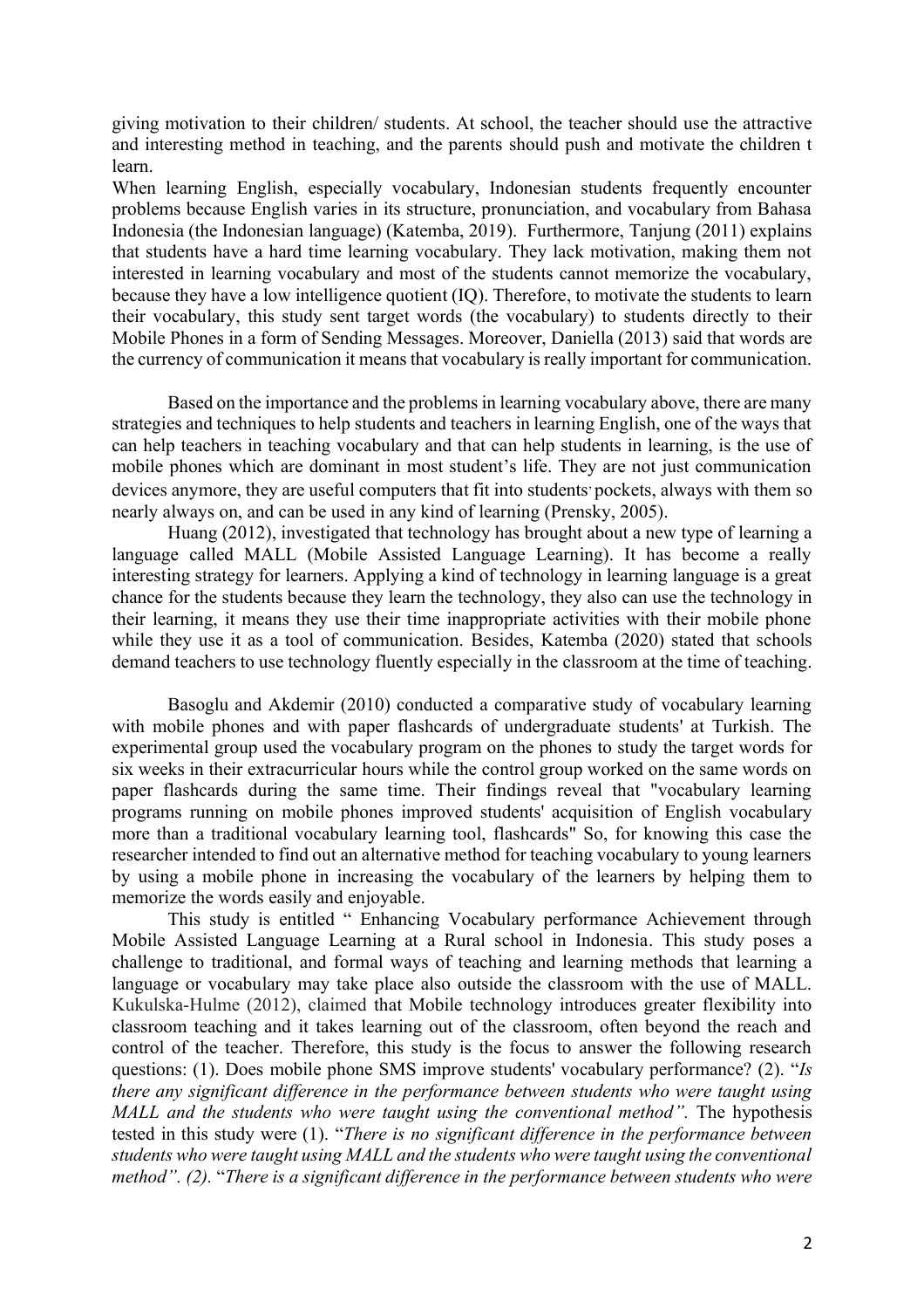giving motivation to their children/ students. At school, the teacher should use the attractive and interesting method in teaching, and the parents should push and motivate the children t learn.

When learning English, especially vocabulary, Indonesian students frequently encounter problems because English varies in its structure, pronunciation, and vocabulary from Bahasa Indonesia (the Indonesian language) (Katemba, 2019). Furthermore, Tanjung (2011) explains that students have a hard time learning vocabulary. They lack motivation, making them not interested in learning vocabulary and most of the students cannot memorize the vocabulary, because they have a low intelligence quotient (IQ). Therefore, to motivate the students to learn their vocabulary, this study sent target words (the vocabulary) to students directly to their Mobile Phones in a form of Sending Messages. Moreover, Daniella (2013) said that words are the currency of communication it means that vocabulary is really important for communication.

Based on the importance and the problems in learning vocabulary above, there are many strategies and techniques to help students and teachers in learning English, one of the ways that can help teachers in teaching vocabulary and that can help students in learning, is the use of mobile phones which are dominant in most student's life. They are not just communication devices anymore, they are useful computers that fit into students' pockets, always with them so nearly always on, and can be used in any kind of learning (Prensky, 2005).

Huang (2012), investigated that technology has brought about a new type of learning a language called MALL (Mobile Assisted Language Learning). It has become a really interesting strategy for learners. Applying a kind of technology in learning language is a great chance for the students because they learn the technology, they also can use the technology in their learning, it means they use their time inappropriate activities with their mobile phone while they use it as a tool of communication. Besides, Katemba (2020) stated that schools demand teachers to use technology fluently especially in the classroom at the time of teaching.

Basoglu and Akdemir (2010) conducted a comparative study of vocabulary learning with mobile phones and with paper flashcards of undergraduate students' at Turkish. The experimental group used the vocabulary program on the phones to study the target words for six weeks in their extracurricular hours while the control group worked on the same words on paper flashcards during the same time. Their findings reveal that "vocabulary learning programs running on mobile phones improved students' acquisition of English vocabulary more than a traditional vocabulary learning tool, flashcards" So, for knowing this case the researcher intended to find out an alternative method for teaching vocabulary to young learners by using a mobile phone in increasing the vocabulary of the learners by helping them to memorize the words easily and enjoyable.

This study is entitled " Enhancing Vocabulary performance Achievement through Mobile Assisted Language Learning at a Rural school in Indonesia. This study poses a challenge to traditional, and formal ways of teaching and learning methods that learning a language or vocabulary may take place also outside the classroom with the use of MALL. Kukulska-Hulme (2012), claimed that Mobile technology introduces greater flexibility into classroom teaching and it takes learning out of the classroom, often beyond the reach and control of the teacher. Therefore, this study is the focus to answer the following research questions: (1). Does mobile phone SMS improve students' vocabulary performance? (2). "*Is there any significant difference in the performance between students who were taught using MALL and the students who were taught using the conventional method"*. The hypothesis tested in this study were (1). "*There is no significant difference in the performance between students who were taught using MALL and the students who were taught using the conventional method". (2).* "*There is a significant difference in the performance between students who were*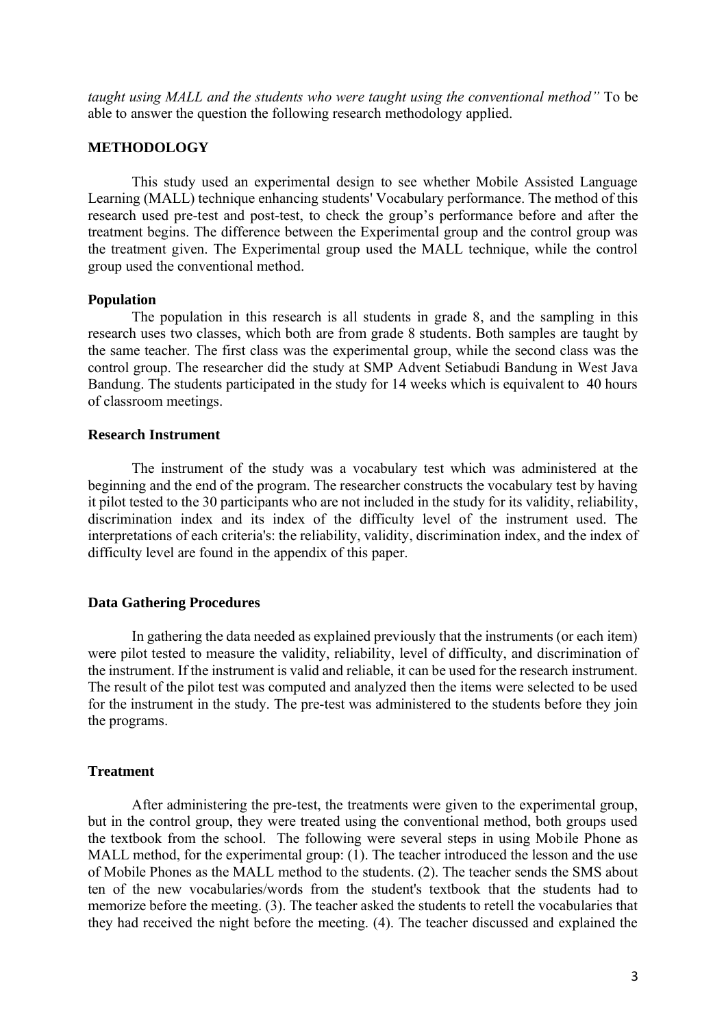*taught using MALL and the students who were taught using the conventional method"* To be able to answer the question the following research methodology applied.

## METHODOLOGY

This study used an experimental design to see whether Mobile Assisted Language Learning (MALL) technique enhancing students' Vocabulary performance. The method of this research used pre-test and post-test, to check the group's performance before and after the treatment begins. The difference between the Experimental group and the control group was the treatment given. The Experimental group used the MALL technique, while the control group used the conventional method.

### Population

The population in this research is all students in grade 8, and the sampling in this research uses two classes, which both are from grade 8 students. Both samples are taught by the same teacher. The first class was the experimental group, while the second class was the control group. The researcher did the study at SMP Advent Setiabudi Bandung in West Java Bandung. The students participated in the study for 14 weeks which is equivalent to 40 hours of classroom meetings.

### Research Instrument

The instrument of the study was a vocabulary test which was administered at the beginning and the end of the program. The researcher constructs the vocabulary test by having it pilot tested to the 30 participants who are not included in the study for its validity, reliability, discrimination index and its index of the difficulty level of the instrument used. The interpretations of each criteria's: the reliability, validity, discrimination index, and the index of difficulty level are found in the appendix of this paper.

### Data Gathering Procedures

In gathering the data needed as explained previously that the instruments (or each item) were pilot tested to measure the validity, reliability, level of difficulty, and discrimination of the instrument. If the instrument is valid and reliable, it can be used for the research instrument. The result of the pilot test was computed and analyzed then the items were selected to be used for the instrument in the study. The pre-test was administered to the students before they join the programs.

### Treatment

After administering the pre-test, the treatments were given to the experimental group, but in the control group, they were treated using the conventional method, both groups used the textbook from the school. The following were several steps in using Mobile Phone as MALL method, for the experimental group: (1). The teacher introduced the lesson and the use of Mobile Phones as the MALL method to the students. (2). The teacher sends the SMS about ten of the new vocabularies/words from the student's textbook that the students had to memorize before the meeting. (3). The teacher asked the students to retell the vocabularies that they had received the night before the meeting. (4). The teacher discussed and explained the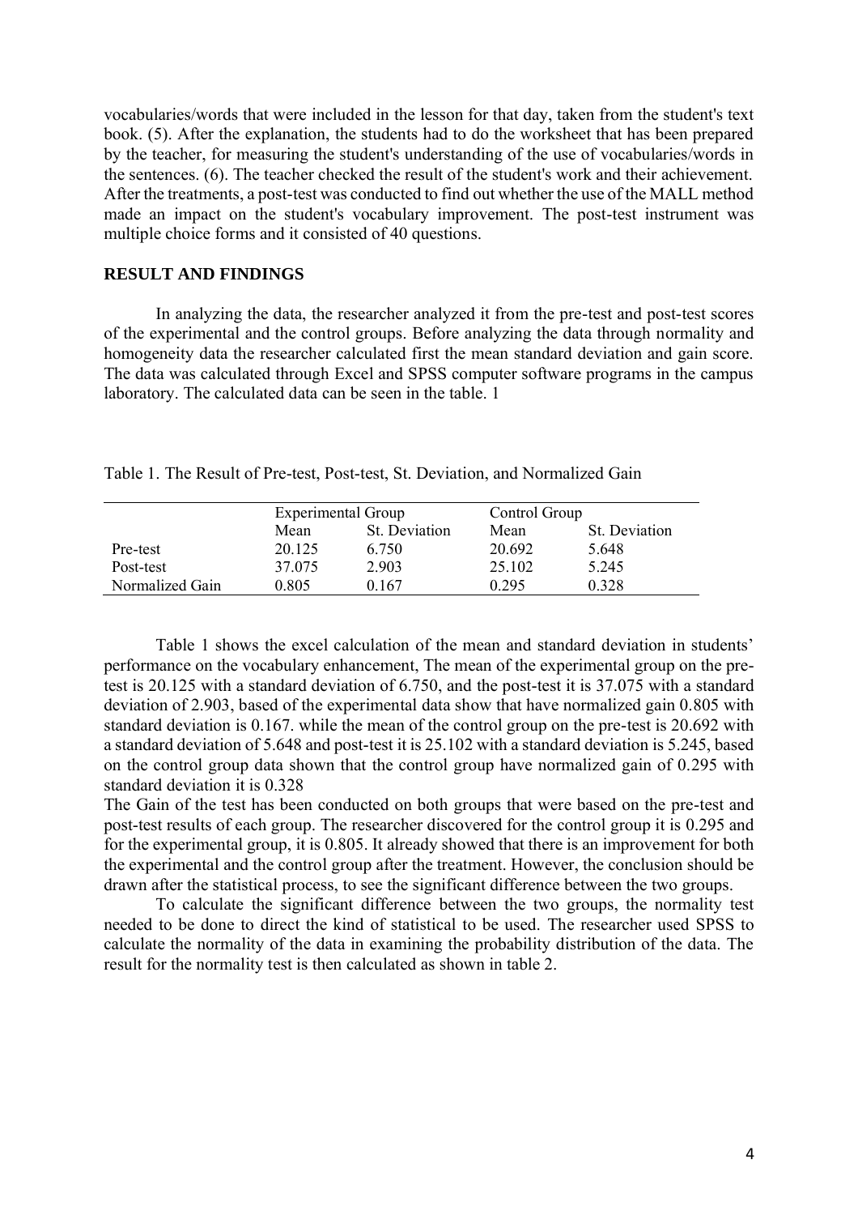vocabularies/words that were included in the lesson for that day, taken from the student's text book. (5). After the explanation, the students had to do the worksheet that has been prepared by the teacher, for measuring the student's understanding of the use of vocabularies/words in the sentences. (6). The teacher checked the result of the student's work and their achievement. After the treatments, a post-test was conducted to find out whether the use of the MALL method made an impact on the student's vocabulary improvement. The post-test instrument was multiple choice forms and it consisted of 40 questions.

## RESULT AND FINDINGS

In analyzing the data, the researcher analyzed it from the pre-test and post-test scores of the experimental and the control groups. Before analyzing the data through normality and homogeneity data the researcher calculated first the mean standard deviation and gain score. The data was calculated through Excel and SPSS computer software programs in the campus laboratory. The calculated data can be seen in the table. 1

Table 1. The Result of Pre-test, Post-test, St. Deviation, and Normalized Gain

| | Experimental Group | | Control Group | |
|---|---|---|---|---|
| | Mean | St. Deviation | Mean | St. Deviation |
| Pre-test | 20.125 | 6.750 | 20.692 | 5.648 |
| Post-test | 37.075 | 2.903 | 25.102 | 5.245 |
| Normalized Gain | 0.805 | 0.167 | 0.295 | 0.328 |

Table 1 shows the excel calculation of the mean and standard deviation in students' performance on the vocabulary enhancement, The mean of the experimental group on the pre-test is 20.125 with a standard deviation of 6.750, and the post-test it is 37.075 with a standard deviation of 2.903, based of the experimental data show that have normalized gain 0.805 with standard deviation is 0.167. while the mean of the control group on the pre-test is 20.692 with a standard deviation of 5.648 and post-test it is 25.102 with a standard deviation is 5.245, based on the control group data shown that the control group have normalized gain of 0.295 with standard deviation it is 0.328

The Gain of the test has been conducted on both groups that were based on the pre-test and post-test results of each group. The researcher discovered for the control group it is 0.295 and for the experimental group, it is 0.805. It already showed that there is an improvement for both the experimental and the control group after the treatment. However, the conclusion should be drawn after the statistical process, to see the significant difference between the two groups.

To calculate the significant difference between the two groups, the normality test needed to be done to direct the kind of statistical to be used. The researcher used SPSS to calculate the normality of the data in examining the probability distribution of the data. The result for the normality test is then calculated as shown in table 2.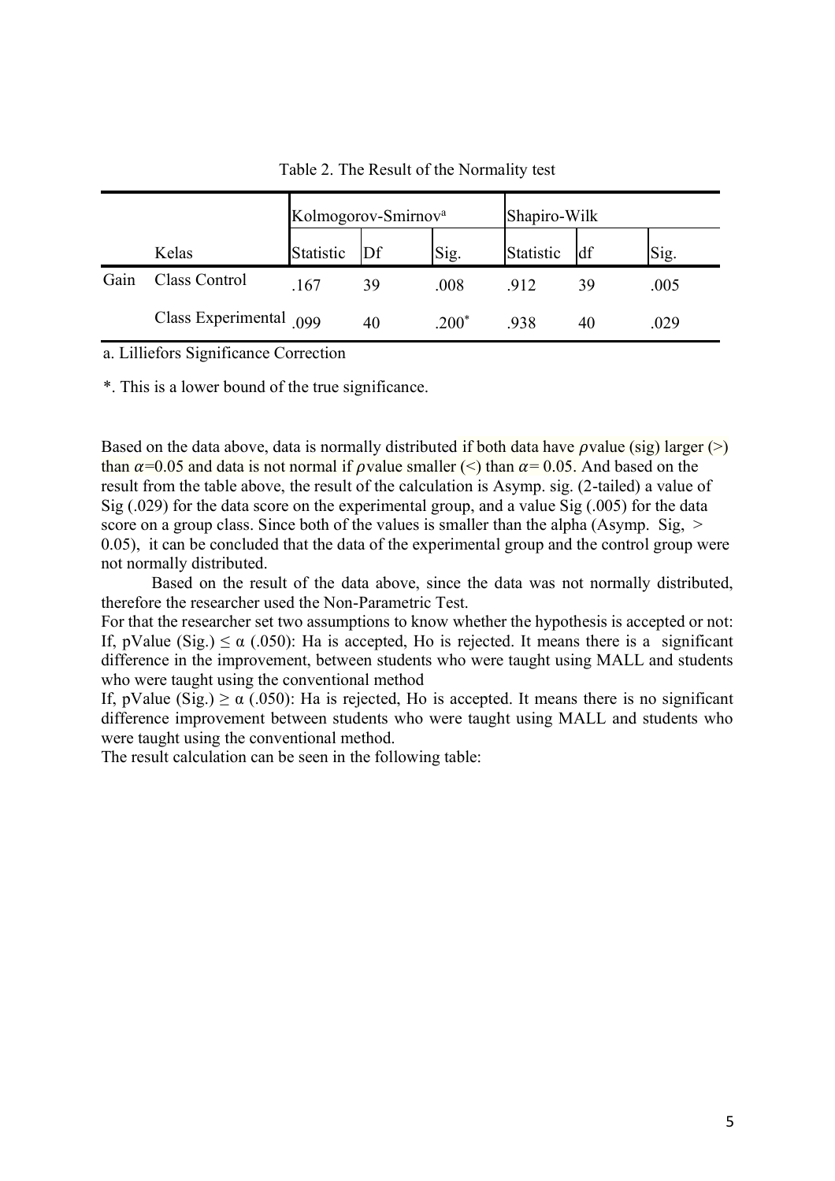Table 2. The Result of the Normality test

| | | Kolmogorov-Smirnov[a] | | | Shapiro-Wilk | | |
|---|---|---|---|---|---|---|---|
| | Kelas | Statistic | Df | Sig. | Statistic | df | Sig. |
| Gain | Class Control | .167 | 39 | .008 | .912 | 39 | .005 |
| | Class Experimental | .099 | 40 | .200* | .938 | 40 | .029 |

a. Lilliefors Significance Correction

*. This is a lower bound of the true significance.

Based on the data above, data is normally distributed if both data have $\rho$value (sig) larger (>) than $\alpha$=0.05 and data is not normal if $\rho$value smaller (<) than $\alpha$= 0.05. And based on the result from the table above, the result of the calculation is Asymp. sig. (2-tailed) a value of Sig (.029) for the data score on the experimental group, and a value Sig (.005) for the data score on a group class. Since both of the values is smaller than the alpha (Asymp. Sig, > 0.05), it can be concluded that the data of the experimental group and the control group were not normally distributed.

Based on the result of the data above, since the data was not normally distributed, therefore the researcher used the Non-Parametric Test.

For that the researcher set two assumptions to know whether the hypothesis is accepted or not:

If, pValue (Sig.) $\leq \alpha$ (.050): Ha is accepted, Ho is rejected. It means there is a significant difference in the improvement, between students who were taught using MALL and students who were taught using the conventional method

If, pValue (Sig.) $\geq \alpha$ (.050): Ha is rejected, Ho is accepted. It means there is no significant difference improvement between students who were taught using MALL and students who were taught using the conventional method.

The result calculation can be seen in the following table: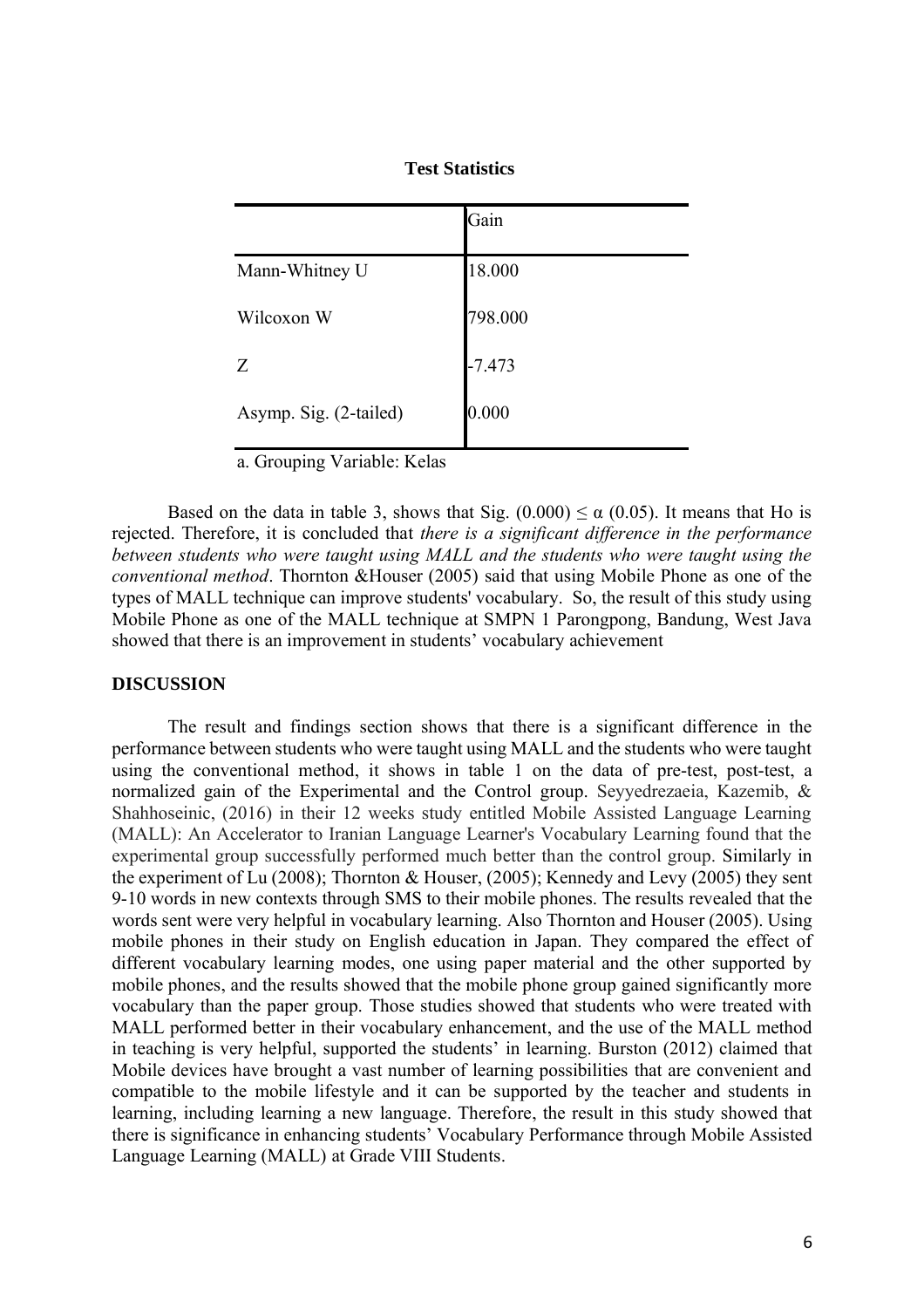**Test Statistics**

| | Gain |
|---|---|
| Mann-Whitney U | 18.000 |
| Wilcoxon W | 798.000 |
| Z | -7.473 |
| Asymp. Sig. (2-tailed) | 0.000 |

a. Grouping Variable: Kelas

Based on the data in table 3, shows that Sig. (0.000) $\leq \alpha$ (0.05). It means that Ho is rejected. Therefore, it is concluded that *there is a significant difference in the performance between students who were taught using MALL and the students who were taught using the conventional method*. Thornton &Houser (2005) said that using Mobile Phone as one of the types of MALL technique can improve students' vocabulary. So, the result of this study using Mobile Phone as one of the MALL technique at SMPN 1 Parongpong, Bandung, West Java showed that there is an improvement in students' vocabulary achievement

## DISCUSSION

The result and findings section shows that there is a significant difference in the performance between students who were taught using MALL and the students who were taught using the conventional method, it shows in table 1 on the data of pre-test, post-test, a normalized gain of the Experimental and the Control group. Seyyedrezaeia, Kazemib, & Shahhoseinic, (2016) in their 12 weeks study entitled Mobile Assisted Language Learning (MALL): An Accelerator to Iranian Language Learner's Vocabulary Learning found that the experimental group successfully performed much better than the control group. Similarly in the experiment of Lu (2008); Thornton & Houser, (2005); Kennedy and Levy (2005) they sent 9-10 words in new contexts through SMS to their mobile phones. The results revealed that the words sent were very helpful in vocabulary learning. Also Thornton and Houser (2005). Using mobile phones in their study on English education in Japan. They compared the effect of different vocabulary learning modes, one using paper material and the other supported by mobile phones, and the results showed that the mobile phone group gained significantly more vocabulary than the paper group. Those studies showed that students who were treated with MALL performed better in their vocabulary enhancement, and the use of the MALL method in teaching is very helpful, supported the students' in learning. Burston (2012) claimed that Mobile devices have brought a vast number of learning possibilities that are convenient and compatible to the mobile lifestyle and it can be supported by the teacher and students in learning, including learning a new language. Therefore, the result in this study showed that there is significance in enhancing students' Vocabulary Performance through Mobile Assisted Language Learning (MALL) at Grade VIII Students.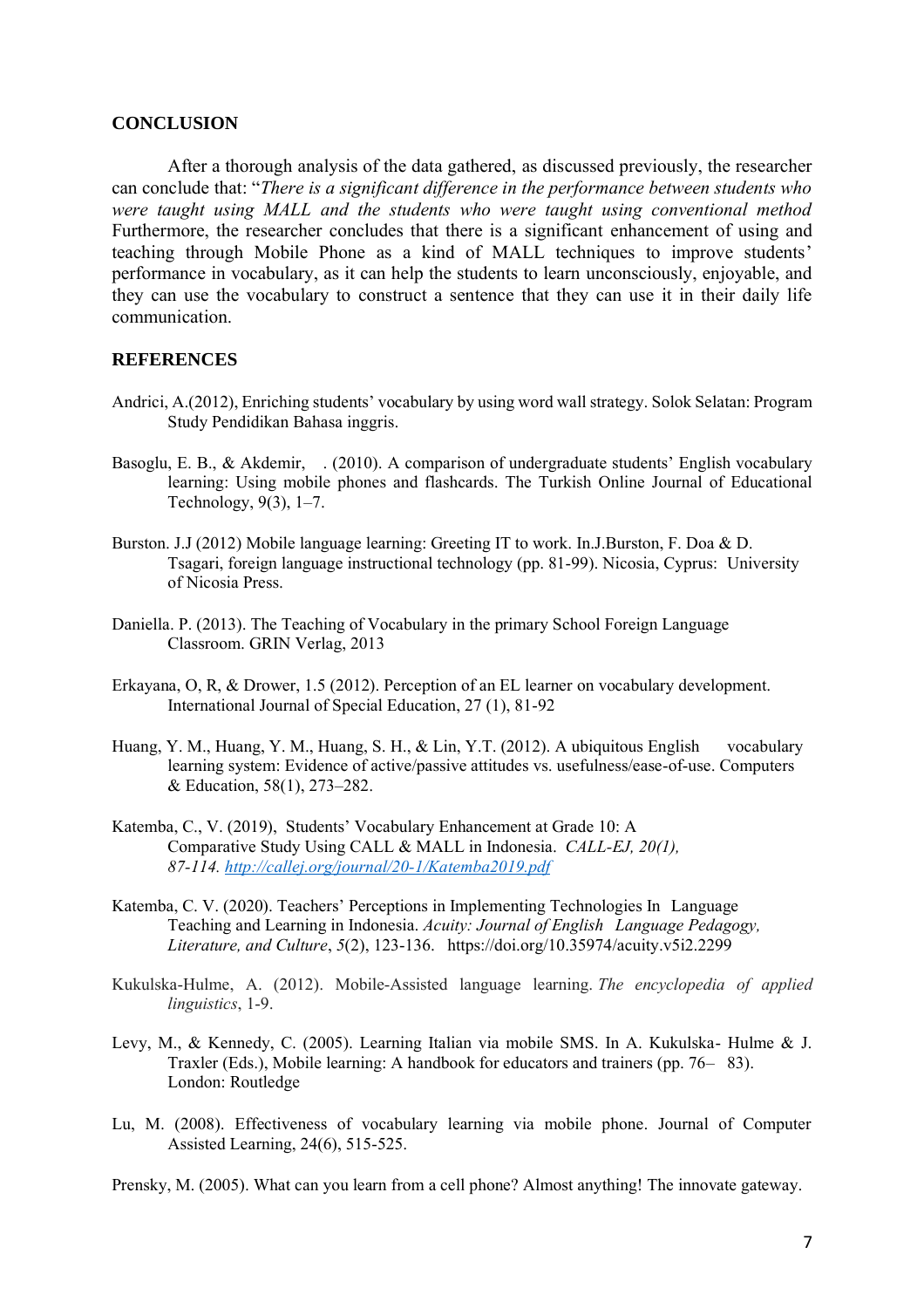## CONCLUSION

After a thorough analysis of the data gathered, as discussed previously, the researcher can conclude that: "*There is a significant difference in the performance between students who were taught using MALL and the students who were taught using conventional method* Furthermore, the researcher concludes that there is a significant enhancement of using and teaching through Mobile Phone as a kind of MALL techniques to improve students' performance in vocabulary, as it can help the students to learn unconsciously, enjoyable, and they can use the vocabulary to construct a sentence that they can use it in their daily life communication.

## REFERENCES

Andrici, A.(2012), Enriching students' vocabulary by using word wall strategy. Solok Selatan: Program Study Pendidikan Bahasa inggris.

Basoglu, E. B., & Akdemir, . (2010). A comparison of undergraduate students' English vocabulary learning: Using mobile phones and flashcards. The Turkish Online Journal of Educational Technology, 9(3), 1–7.

Burston. J.J (2012) Mobile language learning: Greeting IT to work. In.J.Burston, F. Doa & D. Tsagari, foreign language instructional technology (pp. 81-99). Nicosia, Cyprus: University of Nicosia Press.

Daniella. P. (2013). The Teaching of Vocabulary in the primary School Foreign Language Classroom. GRIN Verlag, 2013

Erkayana, O, R, & Drower, 1.5 (2012). Perception of an EL learner on vocabulary development. International Journal of Special Education, 27 (1), 81-92

Huang, Y. M., Huang, Y. M., Huang, S. H., & Lin, Y.T. (2012). A ubiquitous English vocabulary learning system: Evidence of active/passive attitudes vs. usefulness/ease-of-use. Computers & Education, 58(1), 273–282.

Katemba, C., V. (2019), Students' Vocabulary Enhancement at Grade 10: A Comparative Study Using CALL & MALL in Indonesia. *CALL-EJ, 20(1), 87-114.* *http://callej.org/journal/20-1/Katemba2019.pdf*

Katemba, C. V. (2020). Teachers' Perceptions in Implementing Technologies In Language Teaching and Learning in Indonesia. *Acuity: Journal of English Language Pedagogy, Literature, and Culture*, *5*(2), 123-136. https://doi.org/10.35974/acuity.v5i2.2299

Kukulska-Hulme, A. (2012). Mobile-Assisted language learning. *The encyclopedia of applied linguistics*, 1-9.

Levy, M., & Kennedy, C. (2005). Learning Italian via mobile SMS. In A. Kukulska- Hulme & J. Traxler (Eds.), Mobile learning: A handbook for educators and trainers (pp. 76– 83). London: Routledge

Lu, M. (2008). Effectiveness of vocabulary learning via mobile phone. Journal of Computer Assisted Learning, 24(6), 515-525.

Prensky, M. (2005). What can you learn from a cell phone? Almost anything! The innovate gateway.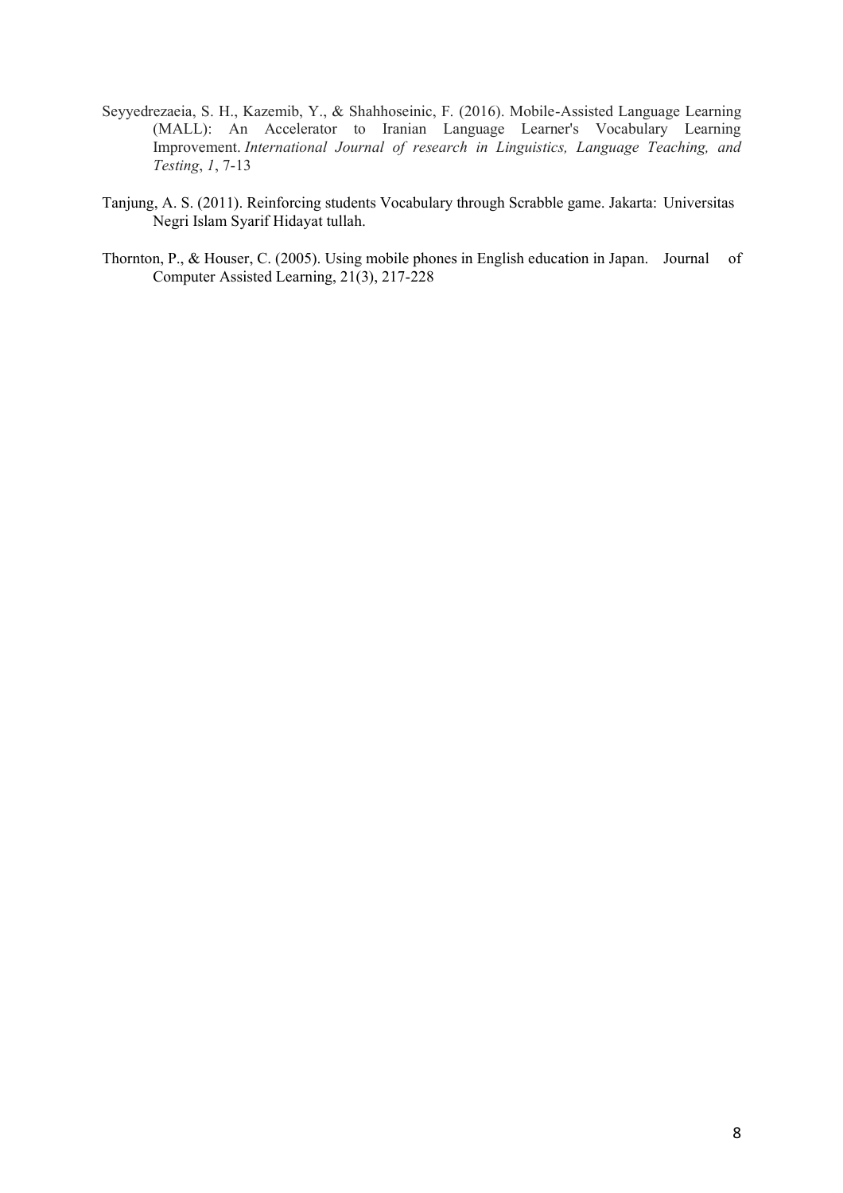Seyyedrezaeia, S. H., Kazemib, Y., & Shahhoseinic, F. (2016). Mobile-Assisted Language Learning (MALL): An Accelerator to Iranian Language Learner's Vocabulary Learning Improvement. *International Journal of research in Linguistics, Language Teaching, and Testing*, *1*, 7-13

Tanjung, A. S. (2011). Reinforcing students Vocabulary through Scrabble game. Jakarta: Universitas Negri Islam Syarif Hidayat tullah.

Thornton, P., & Houser, C. (2005). Using mobile phones in English education in Japan. Journal of Computer Assisted Learning, 21(3), 217-228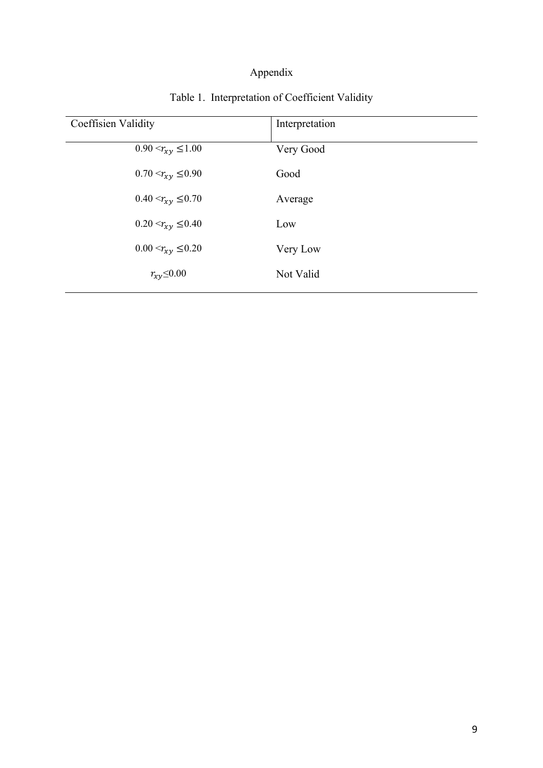# Appendix

Table 1. Interpretation of Coefficient Validity

| Coeffisien Validity | Interpretation |
|---|---|
| $0.90 < r_{xy} \leq 1.00$ | Very Good |
| $0.70 < r_{xy} \leq 0.90$ | Good |
| $0.40 < r_{xy} \leq 0.70$ | Average |
| $0.20 < r_{xy} \leq 0.40$ | Low |
| $0.00 < r_{xy} \leq 0.20$ | Very Low |
| $r_{xy} \leq 0.00$ | Not Valid |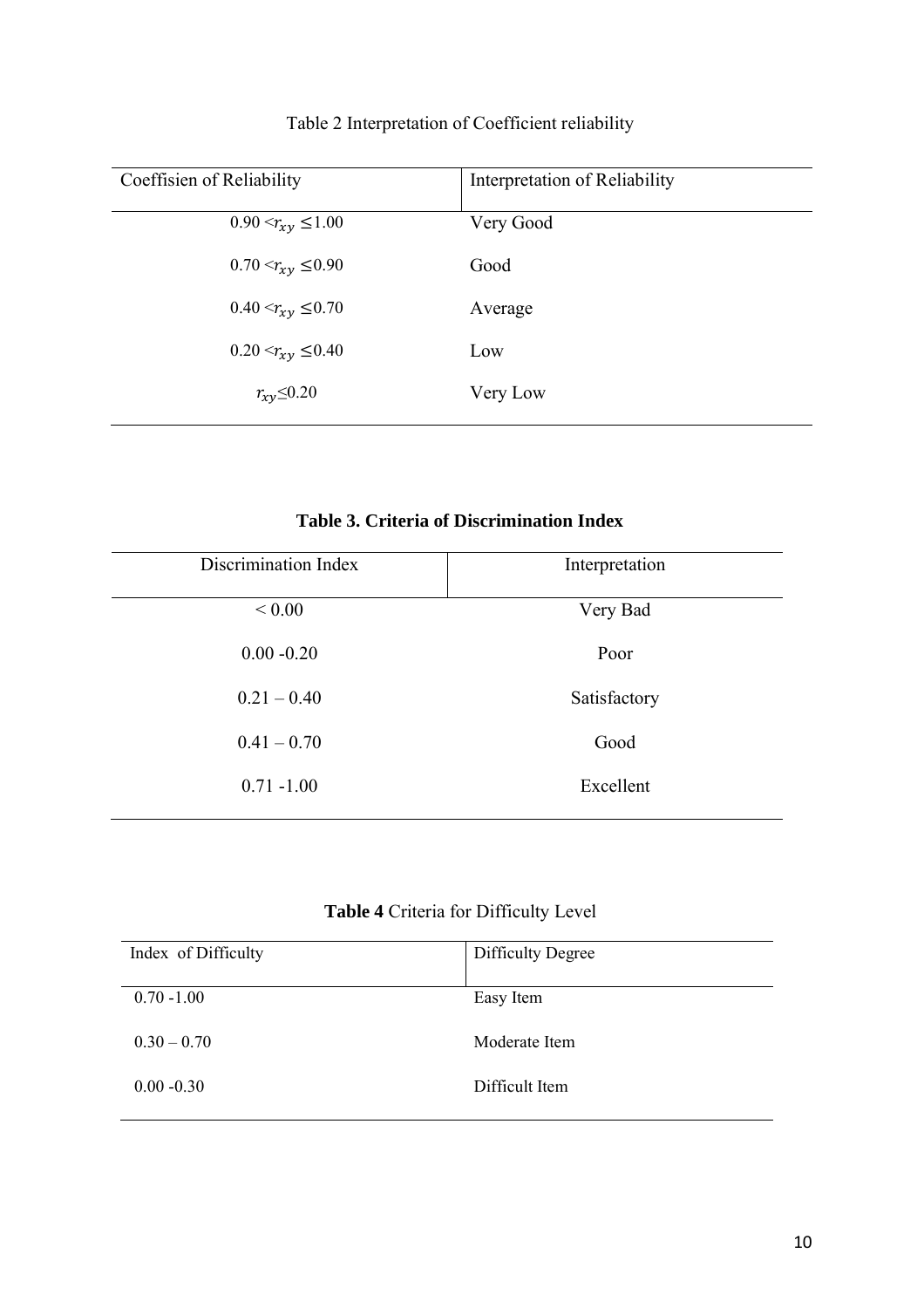Table 2 Interpretation of Coefficient reliability

| Coeffisien of Reliability | Interpretation of Reliability |
|---|---|
| $0.90 < r_{xy} \leq 1.00$ | Very Good |
| $0.70 < r_{xy} \leq 0.90$ | Good |
| $0.40 < r_{xy} \leq 0.70$ | Average |
| $0.20 < r_{xy} \leq 0.40$ | Low |
| $r_{xy} \leq 0.20$ | Very Low |

**Table 3. Criteria of Discrimination Index**

| Discrimination Index | Interpretation |
|---|---|
| < 0.00 | Very Bad |
| 0.00 -0.20 | Poor |
| 0.21 – 0.40 | Satisfactory |
| 0.41 – 0.70 | Good |
| 0.71 -1.00 | Excellent |

**Table 4** Criteria for Difficulty Level

| Index of Difficulty | Difficulty Degree |
|---|---|
| 0.70 -1.00 | Easy Item |
| 0.30 – 0.70 | Moderate Item |
| 0.00 -0.30 | Difficult Item |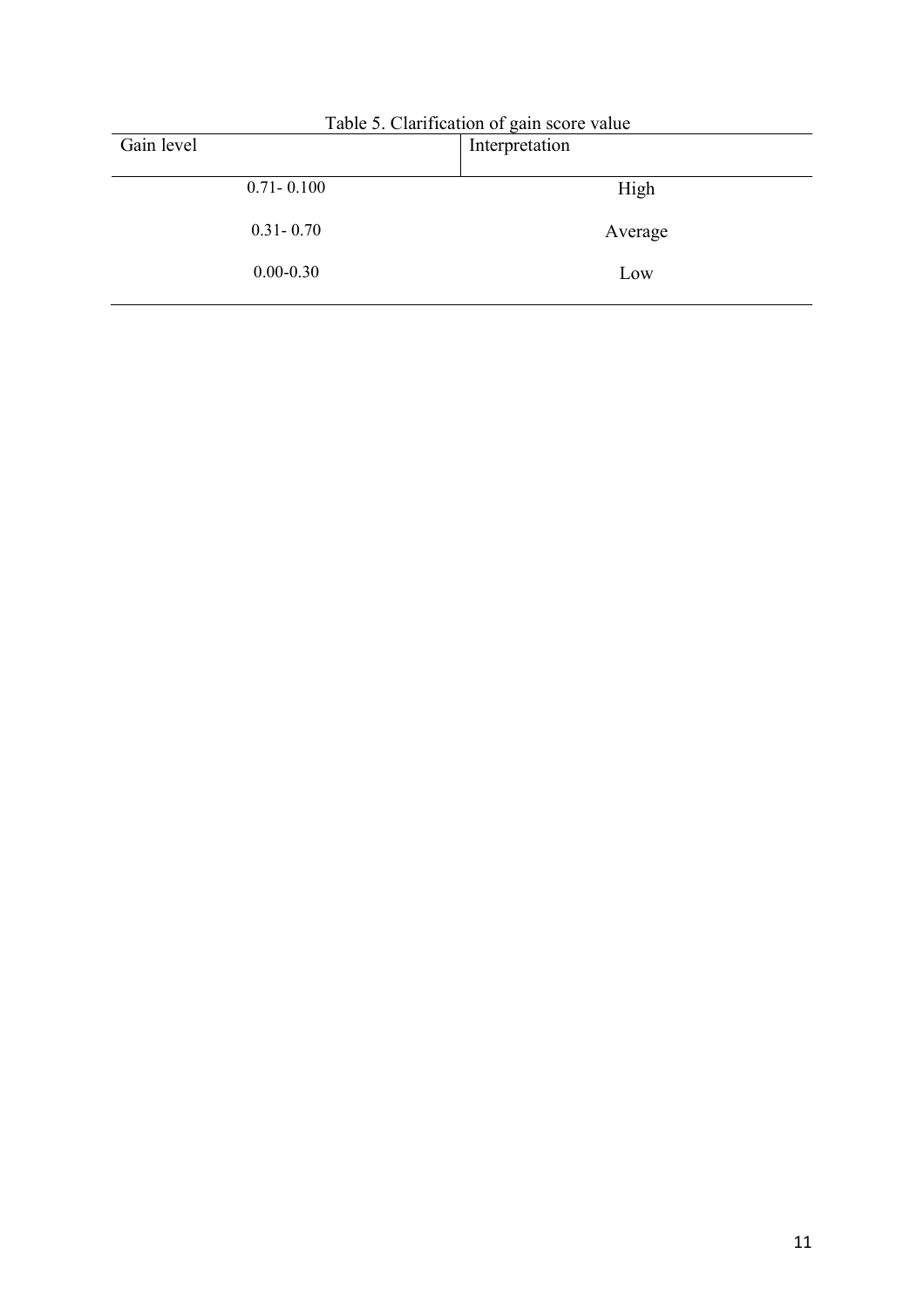Table 5. Clarification of gain score value

| Gain level | Interpretation |
|---|---|
| 0.71- 0.100 | High |
| 0.31- 0.70 | Average |
| 0.00-0.30 | Low |